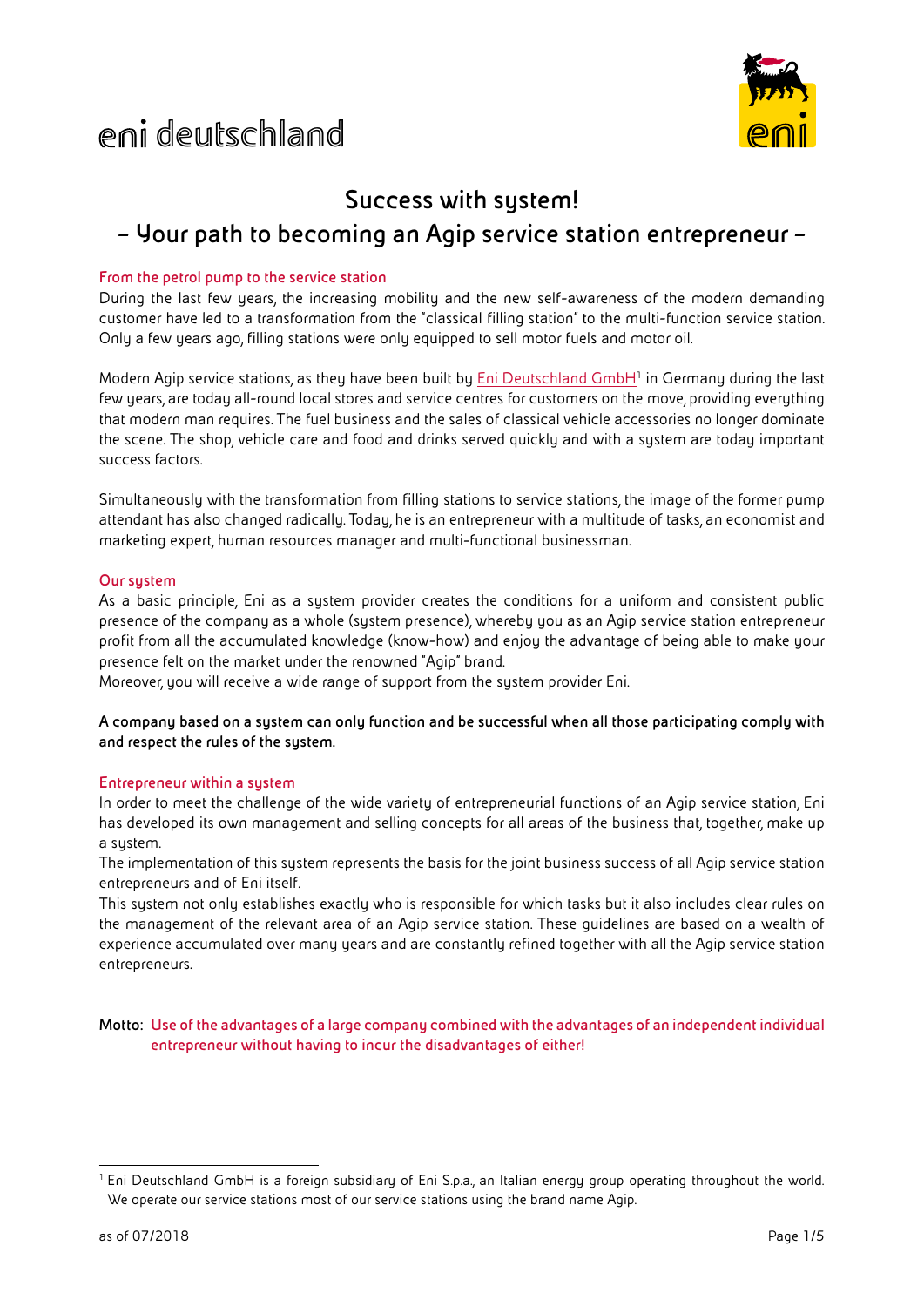eni deutschland

# Success with system!

## – Your path to becoming an Agip service station entrepreneur –

### From the petrol pump to the service station

During the last few years, the increasing mobility and the new self-awareness of the modern demanding customer have led to a transformation from the "classical filling station" to the multi-function service station. Only a few years ago, filling stations were only equipped to sell motor fuels and motor oil.

Modern Agip service stations, as they have been built by Eni Deutschland GmbH[1] in Germany during the last few years, are today all-round local stores and service centres for customers on the move, providing everything that modern man requires. The fuel business and the sales of classical vehicle accessories no longer dominate the scene. The shop, vehicle care and food and drinks served quickly and with a system are today important success factors.

Simultaneously with the transformation from filling stations to service stations, the image of the former pump attendant has also changed radically. Today, he is an entrepreneur with a multitude of tasks, an economist and marketing expert, human resources manager and multi-functional businessman.

### Our system

As a basic principle, Eni as a system provider creates the conditions for a uniform and consistent public presence of the company as a whole (system presence), whereby you as an Agip service station entrepreneur profit from all the accumulated knowledge (know-how) and enjoy the advantage of being able to make your presence felt on the market under the renowned "Agip" brand.
Moreover, you will receive a wide range of support from the system provider Eni.

**A company based on a system can only function and be successful when all those participating comply with and respect the rules of the system.**

### Entrepreneur within a system

In order to meet the challenge of the wide variety of entrepreneurial functions of an Agip service station, Eni has developed its own management and selling concepts for all areas of the business that, together, make up a system.
The implementation of this system represents the basis for the joint business success of all Agip service station entrepreneurs and of Eni itself.
This system not only establishes exactly who is responsible for which tasks but it also includes clear rules on the management of the relevant area of an Agip service station. These guidelines are based on a wealth of experience accumulated over many years and are constantly refined together with all the Agip service station entrepreneurs.

**Motto: Use of the advantages of a large company combined with the advantages of an independent individual entrepreneur without having to incur the disadvantages of either!**

[1] Eni Deutschland GmbH is a foreign subsidiary of Eni S.p.a., an Italian energy group operating throughout the world. We operate our service stations most of our service stations using the brand name Agip.

as of 07/2018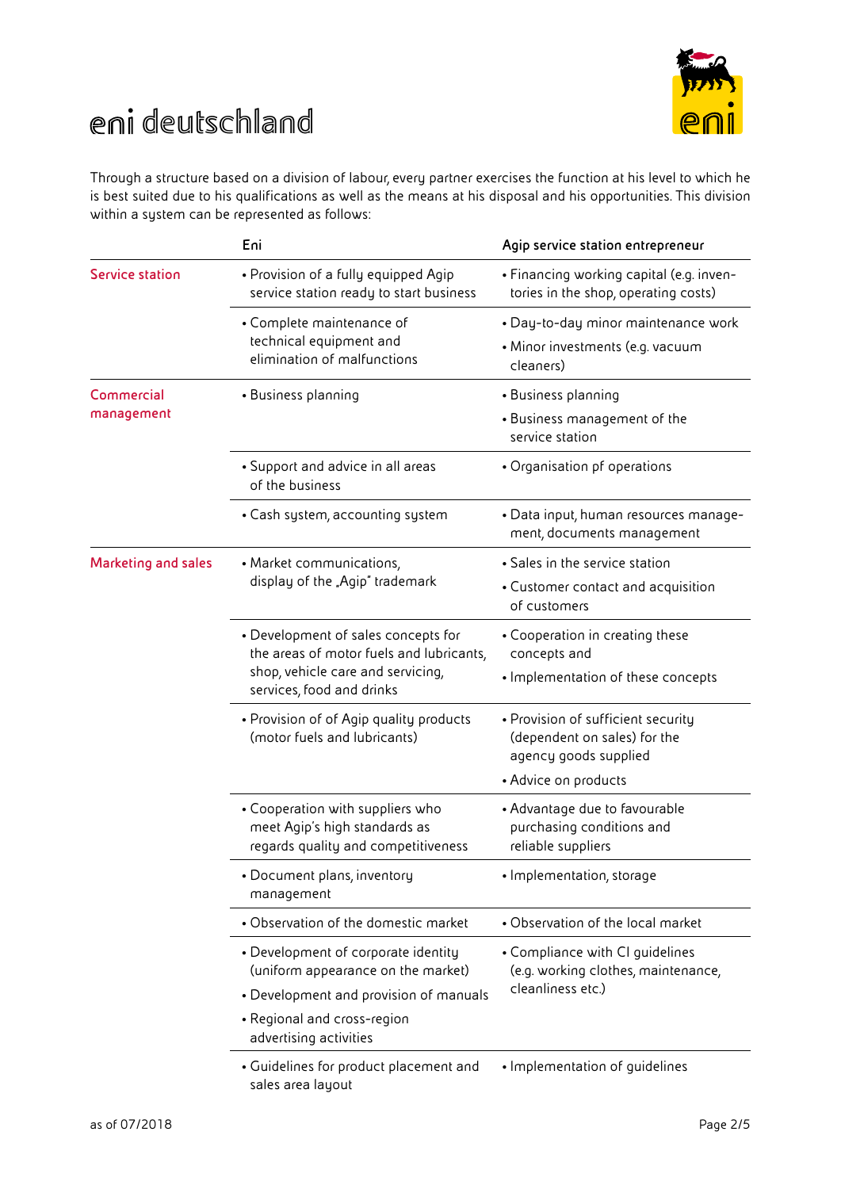# eni deutschland

Through a structure based on a division of labour, every partner exercises the function at his level to which he is best suited due to his qualifications as well as the means at his disposal and his opportunities. This division within a system can be represented as follows:

| | Eni | Agip service station entrepreneur |
|---|---|---|
| Service station | • Provision of a fully equipped Agip service station ready to start business | • Financing working capital (e.g. inventories in the shop, operating costs) |
| | • Complete maintenance of technical equipment and elimination of malfunctions | • Day-to-day minor maintenance work<br>• Minor investments (e.g. vacuum cleaners) |
| Commercial management | • Business planning | • Business planning<br>• Business management of the service station |
| | • Support and advice in all areas of the business | • Organisation pf operations |
| | • Cash system, accounting system | • Data input, human resources management, documents management |
| Marketing and sales | • Market communications, display of the „Agip" trademark | • Sales in the service station<br>• Customer contact and acquisition of customers |
| | • Development of sales concepts for the areas of motor fuels and lubricants, shop, vehicle care and servicing, services, food and drinks | • Cooperation in creating these concepts and<br>• Implementation of these concepts |
| | • Provision of of Agip quality products (motor fuels and lubricants) | • Provision of sufficient security (dependent on sales) for the agency goods supplied<br>• Advice on products |
| | • Cooperation with suppliers who meet Agip's high standards as regards quality and competitiveness | • Advantage due to favourable purchasing conditions and reliable suppliers |
| | • Document plans, inventory management | • Implementation, storage |
| | • Observation of the domestic market | • Observation of the local market |
| | • Development of corporate identity (uniform appearance on the market)<br>• Development and provision of manuals<br>• Regional and cross-region advertising activities | • Compliance with CI guidelines (e.g. working clothes, maintenance, cleanliness etc.) |
| | • Guidelines for product placement and sales area layout | • Implementation of guidelines |

as of 07/2018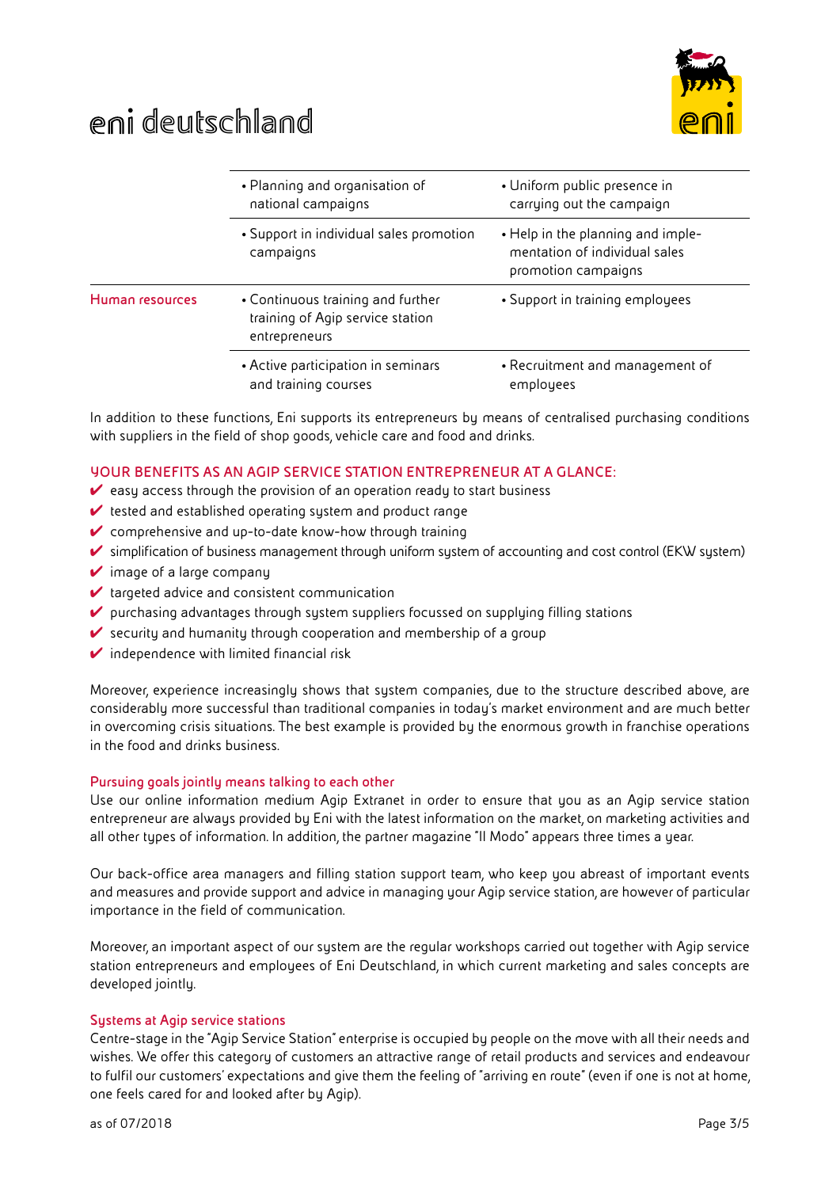| | | |
|---|---|---|
| | • Planning and organisation of national campaigns | • Uniform public presence in carrying out the campaign |
| | • Support in individual sales promotion campaigns | • Help in the planning and implementation of individual sales promotion campaigns |
| Human resources | • Continuous training and further training of Agip service station entrepreneurs | • Support in training employees |
| | • Active participation in seminars and training courses | • Recruitment and management of employees |

In addition to these functions, Eni supports its entrepreneurs by means of centralised purchasing conditions with suppliers in the field of shop goods, vehicle care and food and drinks.

## YOUR BENEFITS AS AN AGIP SERVICE STATION ENTREPRENEUR AT A GLANCE:

- ✔ easy access through the provision of an operation ready to start business
- ✔ tested and established operating system and product range
- ✔ comprehensive and up-to-date know-how through training
- ✔ simplification of business management through uniform system of accounting and cost control (EKW system)
- ✔ image of a large company
- ✔ targeted advice and consistent communication
- ✔ purchasing advantages through system suppliers focussed on supplying filling stations
- ✔ security and humanity through cooperation and membership of a group
- ✔ independence with limited financial risk

Moreover, experience increasingly shows that system companies, due to the structure described above, are considerably more successful than traditional companies in today's market environment and are much better in overcoming crisis situations. The best example is provided by the enormous growth in franchise operations in the food and drinks business.

### Pursuing goals jointly means talking to each other

Use our online information medium Agip Extranet in order to ensure that you as an Agip service station entrepreneur are always provided by Eni with the latest information on the market, on marketing activities and all other types of information. In addition, the partner magazine "Il Modo" appears three times a year.

Our back-office area managers and filling station support team, who keep you abreast of important events and measures and provide support and advice in managing your Agip service station, are however of particular importance in the field of communication.

Moreover, an important aspect of our system are the regular workshops carried out together with Agip service station entrepreneurs and employees of Eni Deutschland, in which current marketing and sales concepts are developed jointly.

### Systems at Agip service stations

Centre-stage in the "Agip Service Station" enterprise is occupied by people on the move with all their needs and wishes. We offer this category of customers an attractive range of retail products and services and endeavour to fulfil our customers' expectations and give them the feeling of "arriving en route" (even if one is not at home, one feels cared for and looked after by Agip).

as of 07/2018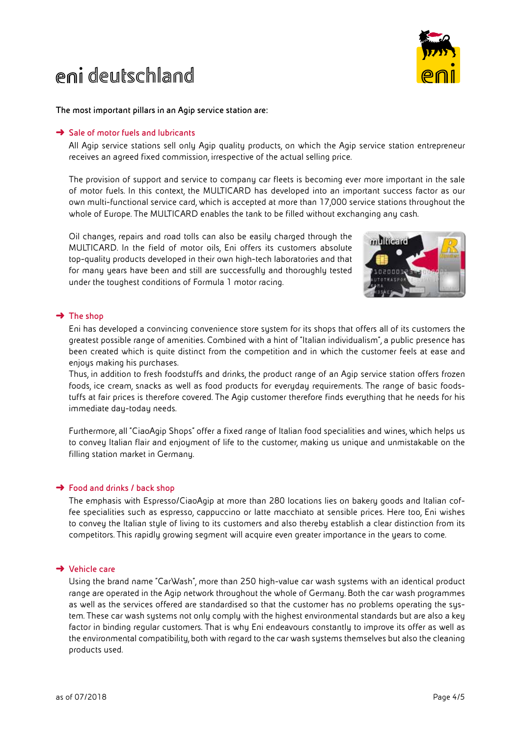# eni deutschland

**The most important pillars in an Agip service station are:**

### ➜ Sale of motor fuels and lubricants

All Agip service stations sell only Agip quality products, on which the Agip service station entrepreneur receives an agreed fixed commission, irrespective of the actual selling price.

The provision of support and service to company car fleets is becoming ever more important in the sale of motor fuels. In this context, the MULTICARD has developed into an important success factor as our own multi-functional service card, which is accepted at more than 17,000 service stations throughout the whole of Europe. The MULTICARD enables the tank to be filled without exchanging any cash.

Oil changes, repairs and road tolls can also be easily charged through the MULTICARD. In the field of motor oils, Eni offers its customers absolute top-quality products developed in their own high-tech laboratories and that for many years have been and still are successfully and thoroughly tested under the toughest conditions of Formula 1 motor racing.

### ➜ The shop

Eni has developed a convincing convenience store system for its shops that offers all of its customers the greatest possible range of amenities. Combined with a hint of "Italian individualism", a public presence has been created which is quite distinct from the competition and in which the customer feels at ease and enjoys making his purchases.
Thus, in addition to fresh foodstuffs and drinks, the product range of an Agip service station offers frozen foods, ice cream, snacks as well as food products for everyday requirements. The range of basic foodstuffs at fair prices is therefore covered. The Agip customer therefore finds everything that he needs for his immediate day-today needs.

Furthermore, all "CiaoAgip Shops" offer a fixed range of Italian food specialities and wines, which helps us to convey Italian flair and enjoyment of life to the customer, making us unique and unmistakable on the filling station market in Germany.

### ➜ Food and drinks / back shop

The emphasis with Espresso/CiaoAgip at more than 280 locations lies on bakery goods and Italian coffee specialities such as espresso, cappuccino or latte macchiato at sensible prices. Here too, Eni wishes to convey the Italian style of living to its customers and also thereby establish a clear distinction from its competitors. This rapidly growing segment will acquire even greater importance in the years to come.

### ➜ Vehicle care

Using the brand name "CarWash", more than 250 high-value car wash systems with an identical product range are operated in the Agip network throughout the whole of Germany. Both the car wash programmes as well as the services offered are standardised so that the customer has no problems operating the system. These car wash systems not only comply with the highest environmental standards but are also a key factor in binding regular customers. That is why Eni endeavours constantly to improve its offer as well as the environmental compatibility, both with regard to the car wash systems themselves but also the cleaning products used.

as of 07/2018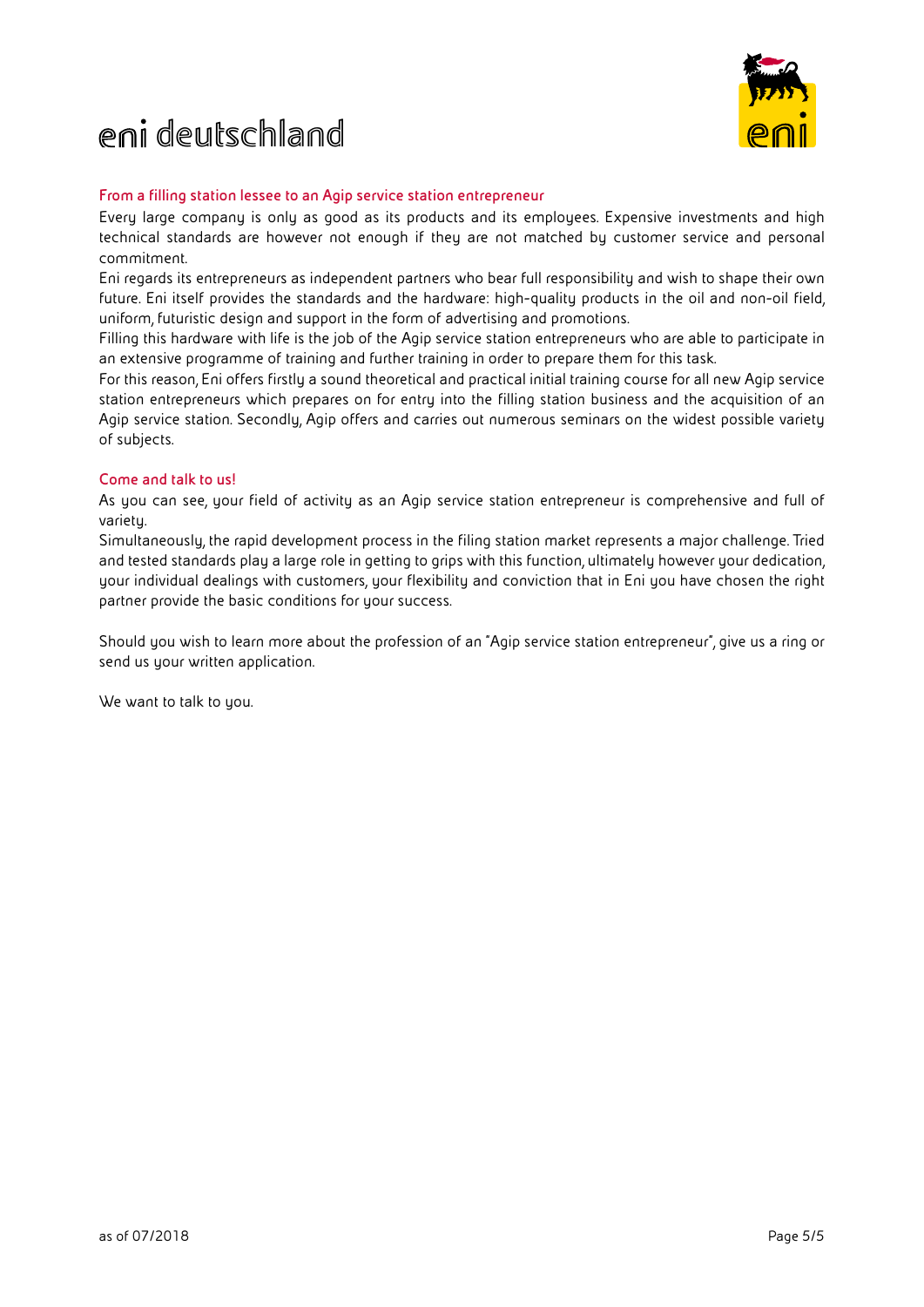## From a filling station lessee to an Agip service station entrepreneur

Every large company is only as good as its products and its employees. Expensive investments and high technical standards are however not enough if they are not matched by customer service and personal commitment.

Eni regards its entrepreneurs as independent partners who bear full responsibility and wish to shape their own future. Eni itself provides the standards and the hardware: high-quality products in the oil and non-oil field, uniform, futuristic design and support in the form of advertising and promotions.

Filling this hardware with life is the job of the Agip service station entrepreneurs who are able to participate in an extensive programme of training and further training in order to prepare them for this task.

For this reason, Eni offers firstly a sound theoretical and practical initial training course for all new Agip service station entrepreneurs which prepares on for entry into the filling station business and the acquisition of an Agip service station. Secondly, Agip offers and carries out numerous seminars on the widest possible variety of subjects.

## Come and talk to us!

As you can see, your field of activity as an Agip service station entrepreneur is comprehensive and full of variety.

Simultaneously, the rapid development process in the filing station market represents a major challenge. Tried and tested standards play a large role in getting to grips with this function, ultimately however your dedication, your individual dealings with customers, your flexibility and conviction that in Eni you have chosen the right partner provide the basic conditions for your success.

Should you wish to learn more about the profession of an "Agip service station entrepreneur", give us a ring or send us your written application.

We want to talk to you.

as of 07/2018